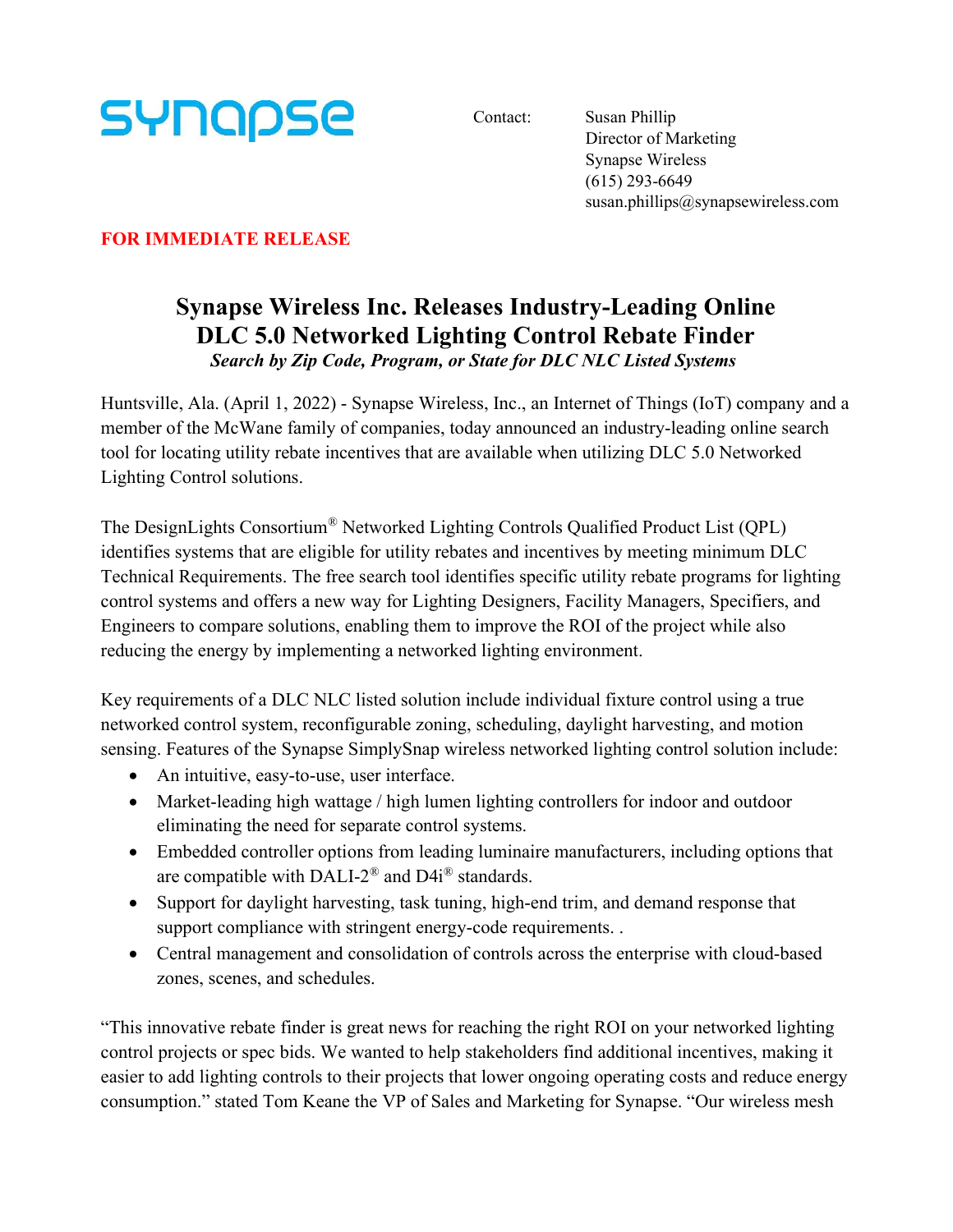synapse

Contact: Susan Phillip
Director of Marketing
Synapse Wireless
(615) 293-6649
susan.phillips@synapsewireless.com

**FOR IMMEDIATE RELEASE**

# Synapse Wireless Inc. Releases Industry-Leading Online DLC 5.0 Networked Lighting Control Rebate Finder

***Search by Zip Code, Program, or State for DLC NLC Listed Systems***

Huntsville, Ala. (April 1, 2022) - Synapse Wireless, Inc., an Internet of Things (IoT) company and a member of the McWane family of companies, today announced an industry-leading online search tool for locating utility rebate incentives that are available when utilizing DLC 5.0 Networked Lighting Control solutions.

The DesignLights Consortium® Networked Lighting Controls Qualified Product List (QPL) identifies systems that are eligible for utility rebates and incentives by meeting minimum DLC Technical Requirements. The free search tool identifies specific utility rebate programs for lighting control systems and offers a new way for Lighting Designers, Facility Managers, Specifiers, and Engineers to compare solutions, enabling them to improve the ROI of the project while also reducing the energy by implementing a networked lighting environment.

Key requirements of a DLC NLC listed solution include individual fixture control using a true networked control system, reconfigurable zoning, scheduling, daylight harvesting, and motion sensing. Features of the Synapse SimplySnap wireless networked lighting control solution include:

- An intuitive, easy-to-use, user interface.
- Market-leading high wattage / high lumen lighting controllers for indoor and outdoor eliminating the need for separate control systems.
- Embedded controller options from leading luminaire manufacturers, including options that are compatible with DALI-2® and D4i® standards.
- Support for daylight harvesting, task tuning, high-end trim, and demand response that support compliance with stringent energy-code requirements. .
- Central management and consolidation of controls across the enterprise with cloud-based zones, scenes, and schedules.

"This innovative rebate finder is great news for reaching the right ROI on your networked lighting control projects or spec bids. We wanted to help stakeholders find additional incentives, making it easier to add lighting controls to their projects that lower ongoing operating costs and reduce energy consumption." stated Tom Keane the VP of Sales and Marketing for Synapse. "Our wireless mesh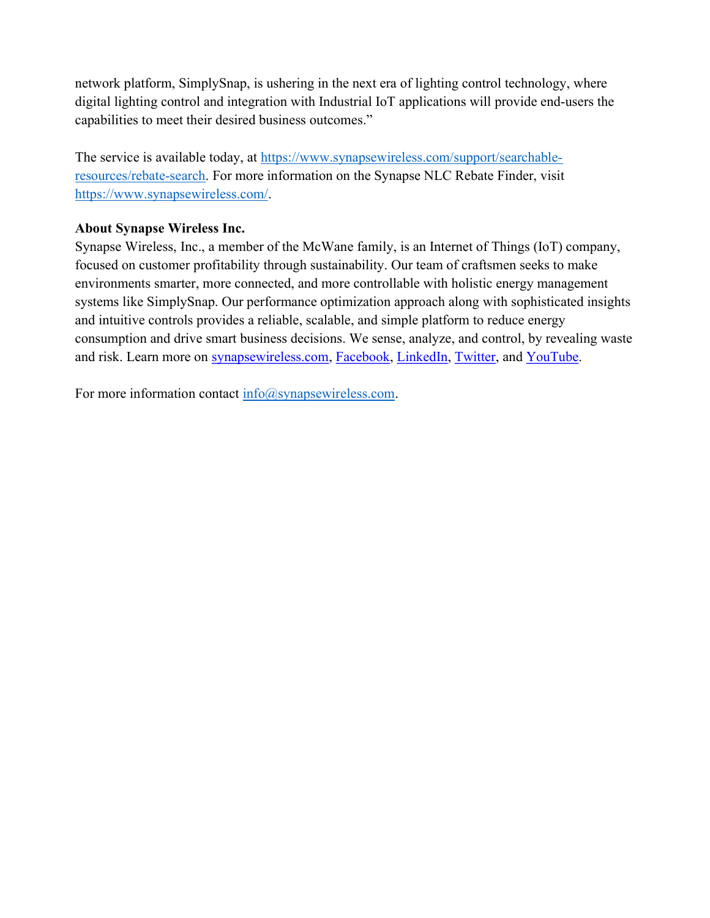network platform, SimplySnap, is ushering in the next era of lighting control technology, where digital lighting control and integration with Industrial IoT applications will provide end-users the capabilities to meet their desired business outcomes."

The service is available today, at https://www.synapsewireless.com/support/searchable-resources/rebate-search. For more information on the Synapse NLC Rebate Finder, visit https://www.synapsewireless.com/.

**About Synapse Wireless Inc.**

Synapse Wireless, Inc., a member of the McWane family, is an Internet of Things (IoT) company, focused on customer profitability through sustainability. Our team of craftsmen seeks to make environments smarter, more connected, and more controllable with holistic energy management systems like SimplySnap. Our performance optimization approach along with sophisticated insights and intuitive controls provides a reliable, scalable, and simple platform to reduce energy consumption and drive smart business decisions. We sense, analyze, and control, by revealing waste and risk. Learn more on synapsewireless.com, Facebook, LinkedIn, Twitter, and YouTube.

For more information contact info@synapsewireless.com.